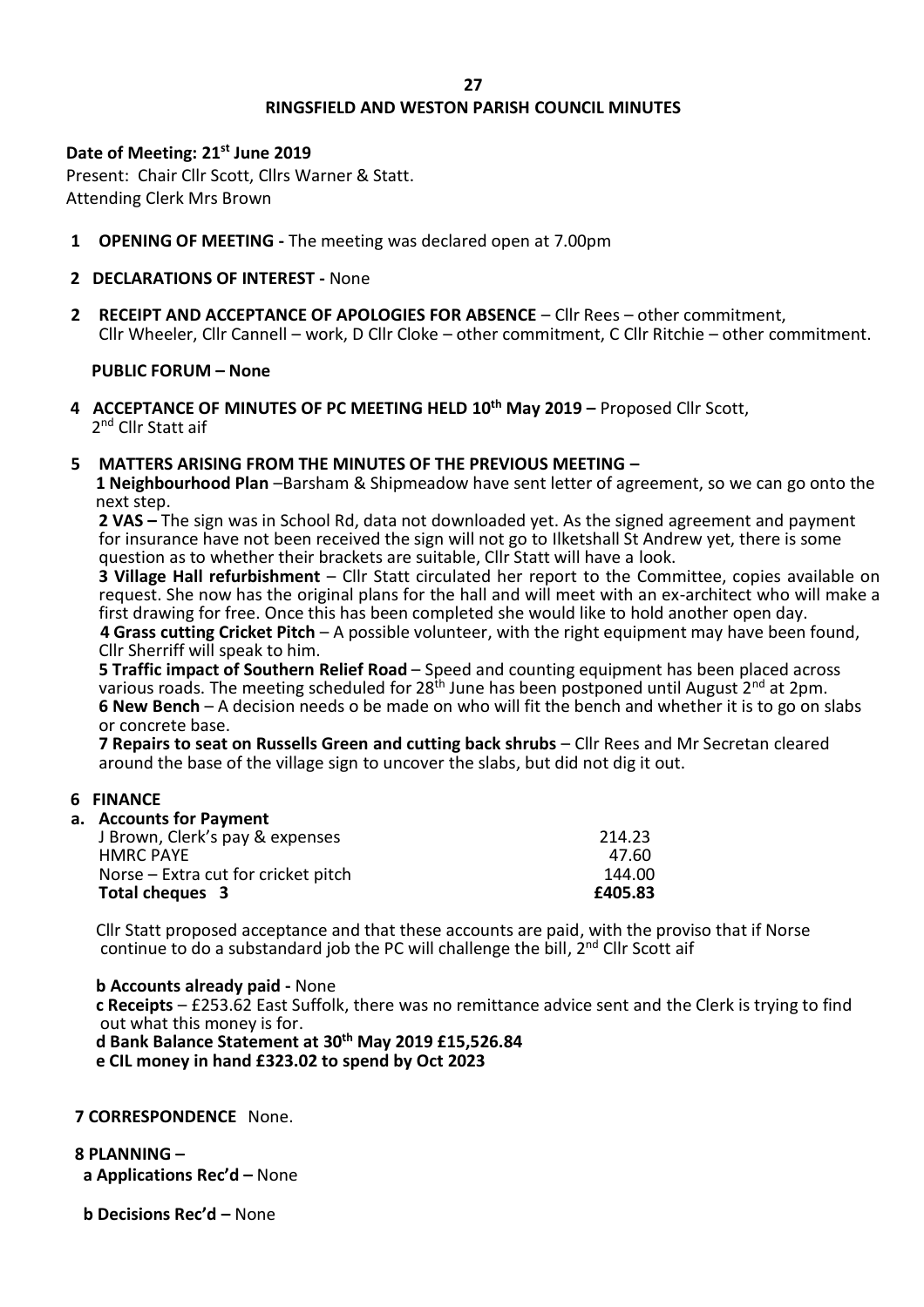# RINGSFIELD AND WESTON PARISH COUNCIL MINUTES

**Date of Meeting: 21st June 2019**

Present: Chair Cllr Scott, Cllrs Warner & Statt.
Attending Clerk Mrs Brown

**1 OPENING OF MEETING -** The meeting was declared open at 7.00pm

**2 DECLARATIONS OF INTEREST -** None

**2 RECEIPT AND ACCEPTANCE OF APOLOGIES FOR ABSENCE** – Cllr Rees – other commitment, Cllr Wheeler, Cllr Cannell – work, D Cllr Cloke – other commitment, C Cllr Ritchie – other commitment.

**PUBLIC FORUM – None**

**4 ACCEPTANCE OF MINUTES OF PC MEETING HELD 10th May 2019 –** Proposed Cllr Scott, 2nd Cllr Statt aif

**5 MATTERS ARISING FROM THE MINUTES OF THE PREVIOUS MEETING –**

**1 Neighbourhood Plan** –Barsham & Shipmeadow have sent letter of agreement, so we can go onto the next step.

**2 VAS –** The sign was in School Rd, data not downloaded yet. As the signed agreement and payment for insurance have not been received the sign will not go to Ilketshall St Andrew yet, there is some question as to whether their brackets are suitable, Cllr Statt will have a look.

**3 Village Hall refurbishment** – Cllr Statt circulated her report to the Committee, copies available on request. She now has the original plans for the hall and will meet with an ex-architect who will make a first drawing for free. Once this has been completed she would like to hold another open day.

**4 Grass cutting Cricket Pitch** – A possible volunteer, with the right equipment may have been found, Cllr Sherriff will speak to him.

**5 Traffic impact of Southern Relief Road** – Speed and counting equipment has been placed across various roads. The meeting scheduled for 28th June has been postponed until August 2nd at 2pm.

**6 New Bench** – A decision needs o be made on who will fit the bench and whether it is to go on slabs or concrete base.

**7 Repairs to seat on Russells Green and cutting back shrubs** – Cllr Rees and Mr Secretan cleared around the base of the village sign to uncover the slabs, but did not dig it out.

**6 FINANCE**

**a. Accounts for Payment**

| | |
|---|---|
| J Brown, Clerk's pay & expenses | 214.23 |
| HMRC PAYE | 47.60 |
| Norse – Extra cut for cricket pitch | 144.00 |
| **Total cheques 3** | **£405.83** |

Cllr Statt proposed acceptance and that these accounts are paid, with the proviso that if Norse continue to do a substandard job the PC will challenge the bill, 2nd Cllr Scott aif

**b Accounts already paid -** None

**c Receipts** – £253.62 East Suffolk, there was no remittance advice sent and the Clerk is trying to find out what this money is for.

**d Bank Balance Statement at 30th May 2019 £15,526.84**

**e CIL money in hand £323.02 to spend by Oct 2023**

**7 CORRESPONDENCE** None.

**8 PLANNING –**

**a Applications Rec'd –** None

**b Decisions Rec'd –** None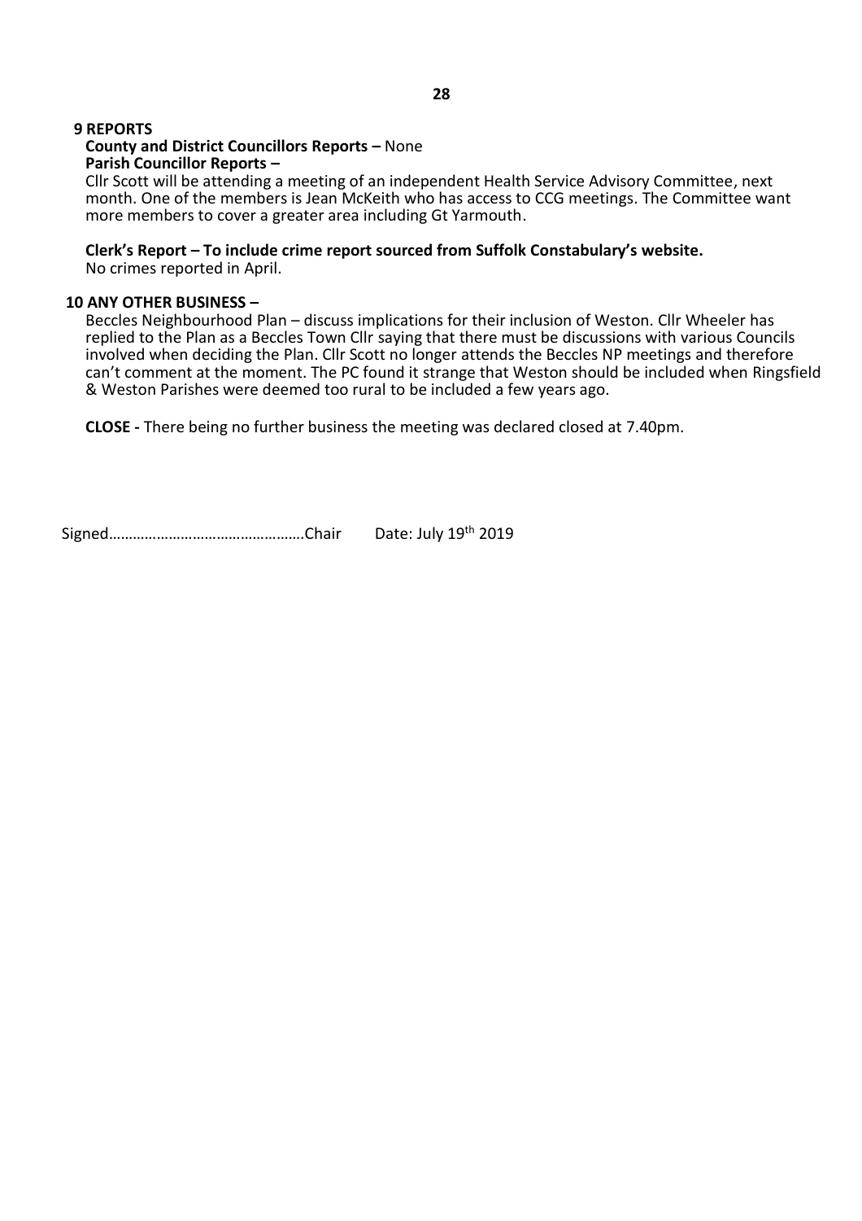**9 REPORTS**

**County and District Councillors Reports –** None

**Parish Councillor Reports –**

Cllr Scott will be attending a meeting of an independent Health Service Advisory Committee, next month. One of the members is Jean McKeith who has access to CCG meetings. The Committee want more members to cover a greater area including Gt Yarmouth.

**Clerk's Report – To include crime report sourced from Suffolk Constabulary's website.**

No crimes reported in April.

**10 ANY OTHER BUSINESS –**

Beccles Neighbourhood Plan – discuss implications for their inclusion of Weston. Cllr Wheeler has replied to the Plan as a Beccles Town Cllr saying that there must be discussions with various Councils involved when deciding the Plan. Cllr Scott no longer attends the Beccles NP meetings and therefore can't comment at the moment. The PC found it strange that Weston should be included when Ringsfield & Weston Parishes were deemed too rural to be included a few years ago.

**CLOSE -** There being no further business the meeting was declared closed at 7.40pm.

Signed…………………………………………Chair Date: July 19th 2019